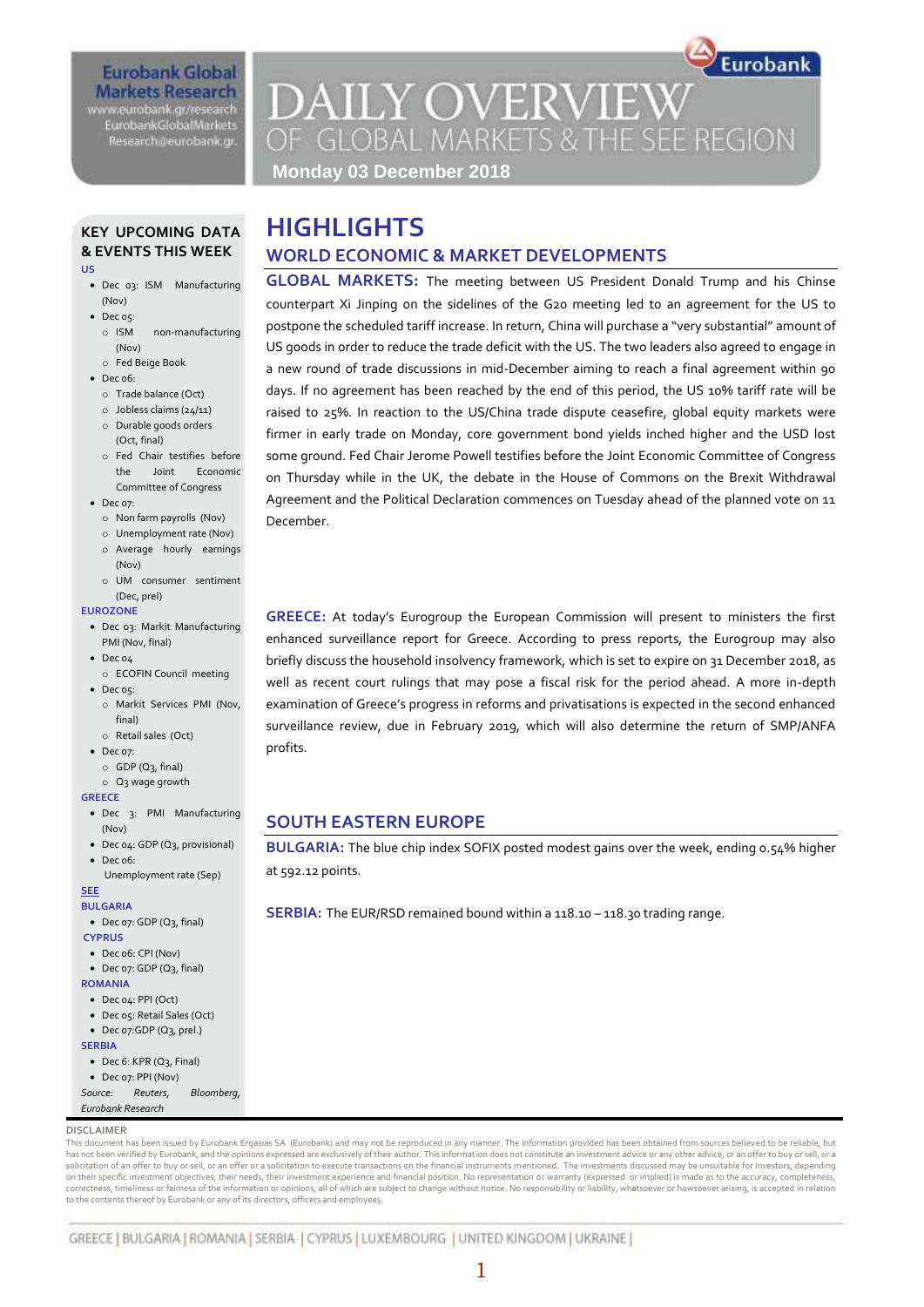# DAILY OVERVIEW OF GLOBAL MARKETS & THE SEE REGION

Eurobank Global Markets Research
www.eurobank.gr/research
EurobankGlobalMarkets
Research@eurobank.gr

**Monday 03 December 2018**

## HIGHLIGHTS

### WORLD ECONOMIC & MARKET DEVELOPMENTS

**GLOBAL MARKETS:** The meeting between US President Donald Trump and his Chinse counterpart Xi Jinping on the sidelines of the G20 meeting led to an agreement for the US to postpone the scheduled tariff increase. In return, China will purchase a "very substantial" amount of US goods in order to reduce the trade deficit with the US. The two leaders also agreed to engage in a new round of trade discussions in mid-December aiming to reach a final agreement within 90 days. If no agreement has been reached by the end of this period, the US 10% tariff rate will be raised to 25%. In reaction to the US/China trade dispute ceasefire, global equity markets were firmer in early trade on Monday, core government bond yields inched higher and the USD lost some ground. Fed Chair Jerome Powell testifies before the Joint Economic Committee of Congress on Thursday while in the UK, the debate in the House of Commons on the Brexit Withdrawal Agreement and the Political Declaration commences on Tuesday ahead of the planned vote on 11 December.

**GREECE:** At today's Eurogroup the European Commission will present to ministers the first enhanced surveillance report for Greece. According to press reports, the Eurogroup may also briefly discuss the household insolvency framework, which is set to expire on 31 December 2018, as well as recent court rulings that may pose a fiscal risk for the period ahead. A more in-depth examination of Greece's progress in reforms and privatisations is expected in the second enhanced surveillance review, due in February 2019, which will also determine the return of SMP/ANFA profits.

### SOUTH EASTERN EUROPE

**BULGARIA:** The blue chip index SOFIX posted modest gains over the week, ending 0.54% higher at 592.12 points.

**SERBIA:** The EUR/RSD remained bound within a 118.10 – 118.30 trading range.

### KEY UPCOMING DATA & EVENTS THIS WEEK

**US**

- Dec 03: ISM Manufacturing (Nov)
- Dec 05:
  - ISM non-manufacturing (Nov)
  - Fed Beige Book
- Dec 06:
  - Trade balance (Oct)
  - Jobless claims (24/11)
  - Durable goods orders (Oct, final)
  - Fed Chair testifies before the Joint Economic Committee of Congress
- Dec 07:
  - Non farm payrolls (Nov)
  - Unemployment rate (Nov)
  - Average hourly earnings (Nov)
  - UM consumer sentiment (Dec, prel)

**EUROZONE**

- Dec 03: Markit Manufacturing PMI (Nov, final)
- Dec 04
  - ECOFIN Council meeting
- Dec 05:
  - Markit Services PMI (Nov, final)
  - Retail sales (Oct)
- Dec 07:
  - GDP (Q3, final)
  - Q3 wage growth

**GREECE**

- Dec 3: PMI Manufacturing (Nov)
- Dec 04: GDP (Q3, provisional)
- Dec 06:
  Unemployment rate (Sep)

**SEE**

**BULGARIA**

- Dec 07: GDP (Q3, final)

**CYPRUS**

- Dec 06: CPI (Nov)
- Dec 07: GDP (Q3, final)

**ROMANIA**

- Dec 04: PPI (Oct)
- Dec 05: Retail Sales (Oct)
- Dec 07:GDP (Q3, prel.)

**SERBIA**

- Dec 6: KPR (Q3, Final)
- Dec 07: PPI (Nov)

*Source: Reuters, Bloomberg, Eurobank Research*

**DISCLAIMER**

This document has been issued by Eurobank Ergasias SA (Eurobank) and may not be reproduced in any manner. The information provided has been obtained from sources believed to be reliable, but has not been verified by Eurobank, and the opinions expressed are exclusively of their author. This information does not constitute an investment advice or any other advice, or an offer to buy or sell, or a solicitation of an offer to buy or sell, or an offer or a solicitation to execute transactions on the financial instruments mentioned. The investments discussed may be unsuitable for investors, depending on their specific investment objectives, their needs, their investment experience and financial position. No representation or warranty (expressed or implied) is made as to the accuracy, completeness, correctness, timeliness or fairness of the information or opinions, all of which are subject to change without notice. No responsibility or liability, whatsoever or howsoever arising, is accepted in relation to the contents thereof by Eurobank or any of its directors, officers and employees.

GREECE | BULGARIA | ROMANIA | SERBIA | CYPRUS | LUXEMBOURG | UNITED KINGDOM | UKRAINE |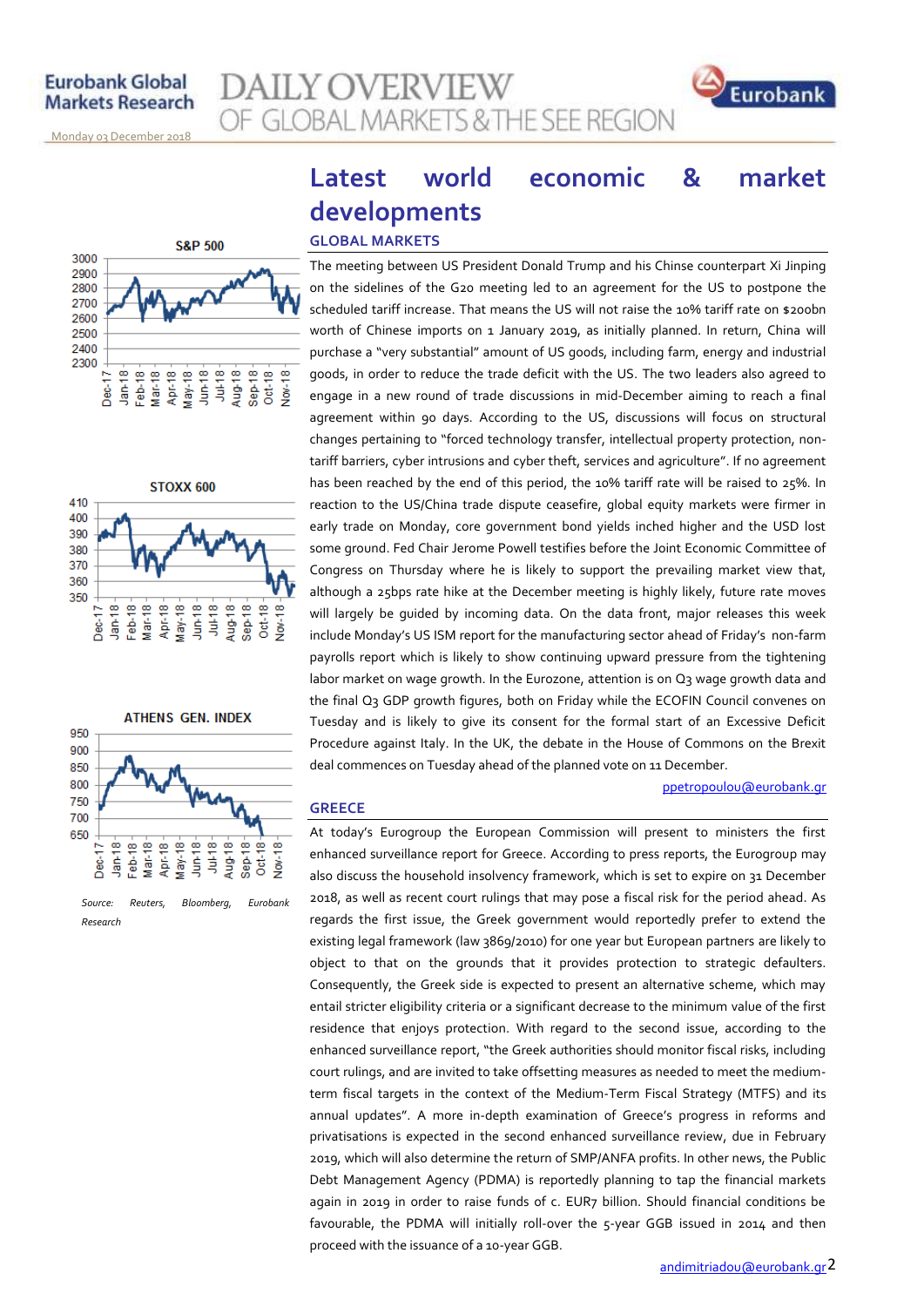# Latest world economic & market developments

## GLOBAL MARKETS

The meeting between US President Donald Trump and his Chinse counterpart Xi Jinping on the sidelines of the G20 meeting led to an agreement for the US to postpone the scheduled tariff increase. That means the US will not raise the 10% tariff rate on $200bn worth of Chinese imports on 1 January 2019, as initially planned. In return, China will purchase a "very substantial" amount of US goods, including farm, energy and industrial goods, in order to reduce the trade deficit with the US. The two leaders also agreed to engage in a new round of trade discussions in mid-December aiming to reach a final agreement within 90 days. According to the US, discussions will focus on structural changes pertaining to "forced technology transfer, intellectual property protection, non-tariff barriers, cyber intrusions and cyber theft, services and agriculture". If no agreement has been reached by the end of this period, the 10% tariff rate will be raised to 25%. In reaction to the US/China trade dispute ceasefire, global equity markets were firmer in early trade on Monday, core government bond yields inched higher and the USD lost some ground. Fed Chair Jerome Powell testifies before the Joint Economic Committee of Congress on Thursday where he is likely to support the prevailing market view that, although a 25bps rate hike at the December meeting is highly likely, future rate moves will largely be guided by incoming data. On the data front, major releases this week include Monday's US ISM report for the manufacturing sector ahead of Friday's non-farm payrolls report which is likely to show continuing upward pressure from the tightening labor market on wage growth. In the Eurozone, attention is on Q3 wage growth data and the final Q3 GDP growth figures, both on Friday while the ECOFIN Council convenes on Tuesday and is likely to give its consent for the formal start of an Excessive Deficit Procedure against Italy. In the UK, the debate in the House of Commons on the Brexit deal commences on Tuesday ahead of the planned vote on 11 December.

ppetropoulou@eurobank.gr

## GREECE

At today's Eurogroup the European Commission will present to ministers the first enhanced surveillance report for Greece. According to press reports, the Eurogroup may also discuss the household insolvency framework, which is set to expire on 31 December 2018, as well as recent court rulings that may pose a fiscal risk for the period ahead. As regards the first issue, the Greek government would reportedly prefer to extend the existing legal framework (law 3869/2010) for one year but European partners are likely to object to that on the grounds that it provides protection to strategic defaulters. Consequently, the Greek side is expected to present an alternative scheme, which may entail stricter eligibility criteria or a significant decrease to the minimum value of the first residence that enjoys protection. With regard to the second issue, according to the enhanced surveillance report, "the Greek authorities should monitor fiscal risks, including court rulings, and are invited to take offsetting measures as needed to meet the medium-term fiscal targets in the context of the Medium-Term Fiscal Strategy (MTFS) and its annual updates". A more in-depth examination of Greece's progress in reforms and privatisations is expected in the second enhanced surveillance review, due in February 2019, which will also determine the return of SMP/ANFA profits. In other news, the Public Debt Management Agency (PDMA) is reportedly planning to tap the financial markets again in 2019 in order to raise funds of c. EUR7 billion. Should financial conditions be favourable, the PDMA will initially roll-over the 5-year GGB issued in 2014 and then proceed with the issuance of a 10-year GGB.

andimitriadou@eurobank.gr

S&P 500

STOXX 600

ATHENS GEN. INDEX

*Source: Reuters, Bloomberg, Eurobank Research*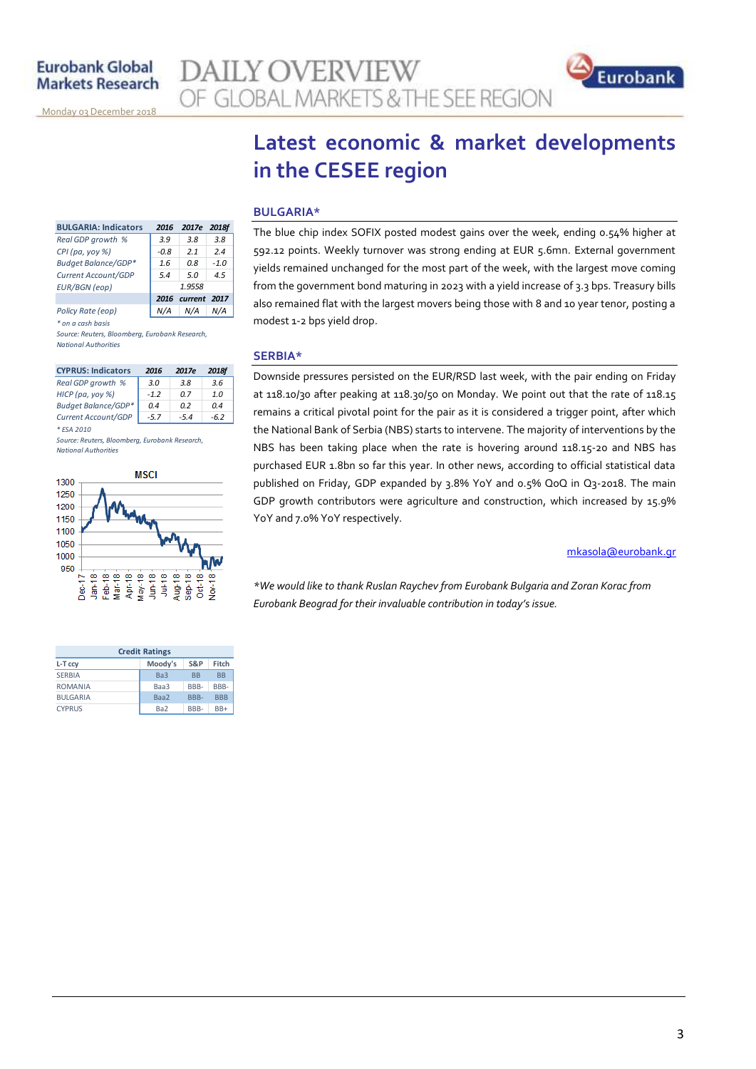# Latest economic & market developments in the CESEE region

| BULGARIA: Indicators | 2016 | 2017e | 2018f |
|---|---|---|---|
| Real GDP growth % | 3.9 | 3.8 | 3.8 |
| CPI (pa, yoy %) | -0.8 | 2.1 | 2.4 |
| Budget Balance/GDP* | 1.6 | 0.8 | -1.0 |
| Current Account/GDP | 5.4 | 5.0 | 4.5 |
| EUR/BGN (eop) | | 1.9558 | |
| | 2016 | current | 2017 |
| Policy Rate (eop) | N/A | N/A | N/A |

* on a cash basis

Source: Reuters, Bloomberg, Eurobank Research, National Authorities

| CYPRUS: Indicators | 2016 | 2017e | 2018f |
|---|---|---|---|
| Real GDP growth % | 3.0 | 3.8 | 3.6 |
| HICP (pa, yoy %) | -1.2 | 0.7 | 1.0 |
| Budget Balance/GDP* | 0.4 | 0.2 | 0.4 |
| Current Account/GDP | -5.7 | -5.4 | -6.2 |

* ESA 2010

Source: Reuters, Bloomberg, Eurobank Research, National Authorities

| Credit Ratings | | | |
|---|---|---|---|
| L-T ccy | Moody's | S&P | Fitch |
| SERBIA | Ba3 | BB | BB |
| ROMANIA | Baa3 | BBB- | BBB- |
| BULGARIA | Baa2 | BBB- | BBB |
| CYPRUS | Ba2 | BBB- | BB+ |

## BULGARIA*

The blue chip index SOFIX posted modest gains over the week, ending 0.54% higher at 592.12 points. Weekly turnover was strong ending at EUR 5.6mn. External government yields remained unchanged for the most part of the week, with the largest move coming from the government bond maturing in 2023 with a yield increase of 3.3 bps. Treasury bills also remained flat with the largest movers being those with 8 and 10 year tenor, posting a modest 1-2 bps yield drop.

## SERBIA*

Downside pressures persisted on the EUR/RSD last week, with the pair ending on Friday at 118.10/30 after peaking at 118.30/50 on Monday. We point out that the rate of 118.15 remains a critical pivotal point for the pair as it is considered a trigger point, after which the National Bank of Serbia (NBS) starts to intervene. The majority of interventions by the NBS has been taking place when the rate is hovering around 118.15-20 and NBS has purchased EUR 1.8bn so far this year. In other news, according to official statistical data published on Friday, GDP expanded by 3.8% YoY and 0.5% QoQ in Q3-2018. The main GDP growth contributors were agriculture and construction, which increased by 15.9% YoY and 7.0% YoY respectively.

mkasola@eurobank.gr

*We would like to thank Ruslan Raychev from Eurobank Bulgaria and Zoran Korac from Eurobank Beograd for their invaluable contribution in today's issue.*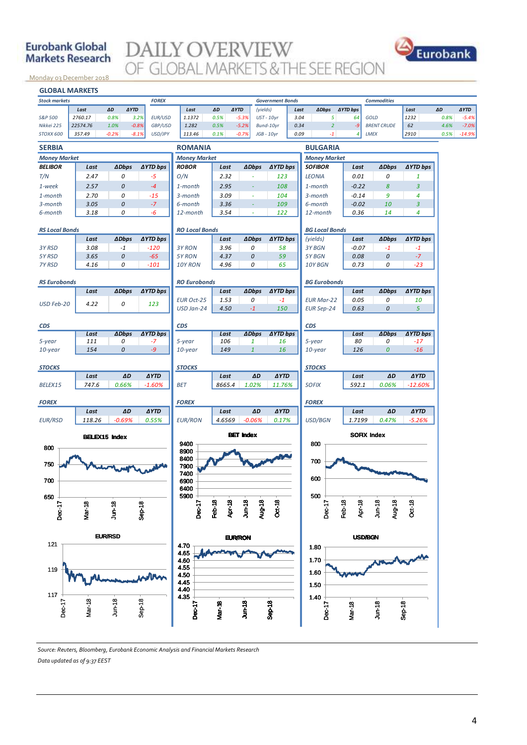Monday 03 December 2018

## GLOBAL MARKETS

| Stock markets | Last | ΔD | ΔYTD | FOREX | Last | ΔD | ΔYTD | Government Bonds (yields) | Last | ΔDbps | ΔYTD bps | Commodities | Last | ΔD | ΔYTD |
|---|---|---|---|---|---|---|---|---|---|---|---|---|---|---|---|
| S&P 500 | 2760.17 | 0.8% | 3.2% | EUR/USD | 1.1372 | 0.5% | -5.3% | UST - 10yr | 3.04 | 5 | 64 | GOLD | 1232 | 0.8% | -5.4% |
| Nikkei 225 | 22574.76 | 1.0% | -0.8% | GBP/USD | 1.282 | 0.5% | -5.2% | Bund-10yr | 0.34 | 2 | -9 | BRENT CRUDE | 62 | 4.6% | -7.0% |
| STOXX 600 | 357.49 | -0.2% | -8.1% | USD/JPY | 113.46 | 0.1% | -0.7% | JGB - 10yr | 0.09 | -1 | 4 | LMEX | 2910 | 0.5% | -14.9% |

## SERBIA

**Money Market**

| BELIBOR | Last | ΔDbps | ΔYTD bps |
|---|---|---|---|
| T/N | 2.47 | 0 | -5 |
| 1-week | 2.57 | 0 | -4 |
| 1-month | 2.70 | 0 | -15 |
| 3-month | 3.05 | 0 | -7 |
| 6-month | 3.18 | 0 | -6 |

**RS Local Bonds**

| | Last | ΔDbps | ΔYTD bps |
|---|---|---|---|
| 3Y RSD | 3.08 | -1 | -120 |
| 5Y RSD | 3.65 | 0 | -65 |
| 7Y RSD | 4.16 | 0 | -101 |

**RS Eurobonds**

| | Last | ΔDbps | ΔYTD bps |
|---|---|---|---|
| USD Feb-20 | 4.22 | 0 | 123 |

**CDS**

| | Last | ΔDbps | ΔYTD bps |
|---|---|---|---|
| 5-year | 111 | 0 | -7 |
| 10-year | 154 | 0 | -9 |

**STOCKS**

| | Last | ΔD | ΔYTD |
|---|---|---|---|
| BELEX15 | 747.6 | 0.66% | -1.60% |

**FOREX**

| | Last | ΔD | ΔYTD |
|---|---|---|---|
| EUR/RSD | 118.26 | -0.69% | 0.55% |

## ROMANIA

**Money Market**

| ROBOR | Last | ΔDbps | ΔYTD bps |
|---|---|---|---|
| O/N | 2.32 | - | 123 |
| 1-month | 2.95 | - | 108 |
| 3-month | 3.09 | - | 104 |
| 6-month | 3.36 | - | 109 |
| 12-month | 3.54 | - | 122 |

**RO Local Bonds**

| | Last | ΔDbps | ΔYTD bps |
|---|---|---|---|
| 3Y RON | 3.96 | 0 | 58 |
| 5Y RON | 4.37 | 0 | 59 |
| 10Y RON | 4.96 | 0 | 65 |

**RO Eurobonds**

| | Last | ΔDbps | ΔYTD bps |
|---|---|---|---|
| EUR Oct-25 | 1.53 | 0 | -1 |
| USD Jan-24 | 4.50 | -1 | 150 |

**CDS**

| | Last | ΔDbps | ΔYTD bps |
|---|---|---|---|
| 5-year | 106 | 1 | 16 |
| 10-year | 149 | 1 | 16 |

**STOCKS**

| | Last | ΔD | ΔYTD |
|---|---|---|---|
| BET | 8665.4 | 1.02% | 11.76% |

**FOREX**

| | Last | ΔD | ΔYTD |
|---|---|---|---|
| EUR/RON | 4.6569 | -0.06% | 0.17% |

## BULGARIA

**Money Market**

| SOFIBOR | Last | ΔDbps | ΔYTD bps |
|---|---|---|---|
| LEONIA | 0.01 | 0 | 1 |
| 1-month | -0.22 | 8 | 3 |
| 3-month | -0.14 | 9 | 4 |
| 6-month | -0.02 | 10 | 3 |
| 12-month | 0.36 | 14 | 4 |

**BG Local Bonds**

| (yields) | Last | ΔDbps | ΔYTD bps |
|---|---|---|---|
| 3Y BGN | -0.07 | -1 | -1 |
| 5Y BGN | 0.08 | 0 | -7 |
| 10Y BGN | 0.73 | 0 | -23 |

**BG Eurobonds**

| | Last | ΔDbps | ΔYTD bps |
|---|---|---|---|
| EUR Mar-22 | 0.05 | 0 | 10 |
| EUR Sep-24 | 0.63 | 0 | 5 |

**CDS**

| | Last | ΔDbps | ΔYTD bps |
|---|---|---|---|
| 5-year | 80 | 0 | -17 |
| 10-year | 126 | 0 | -16 |

**STOCKS**

| | Last | ΔD | ΔYTD |
|---|---|---|---|
| SOFIX | 592.1 | 0.06% | -12.60% |

**FOREX**

| | Last | ΔD | ΔYTD |
|---|---|---|---|
| USD/BGN | 1.7199 | 0.47% | -5.26% |

BELEX15 Index

BET Index

SOFIX Index

EUR/RSD

EUR/RON

USD/BGN

*Source: Reuters, Bloomberg, Eurobank Economic Analysis and Financial Markets Research*

*Data updated as of 9:37 EEST*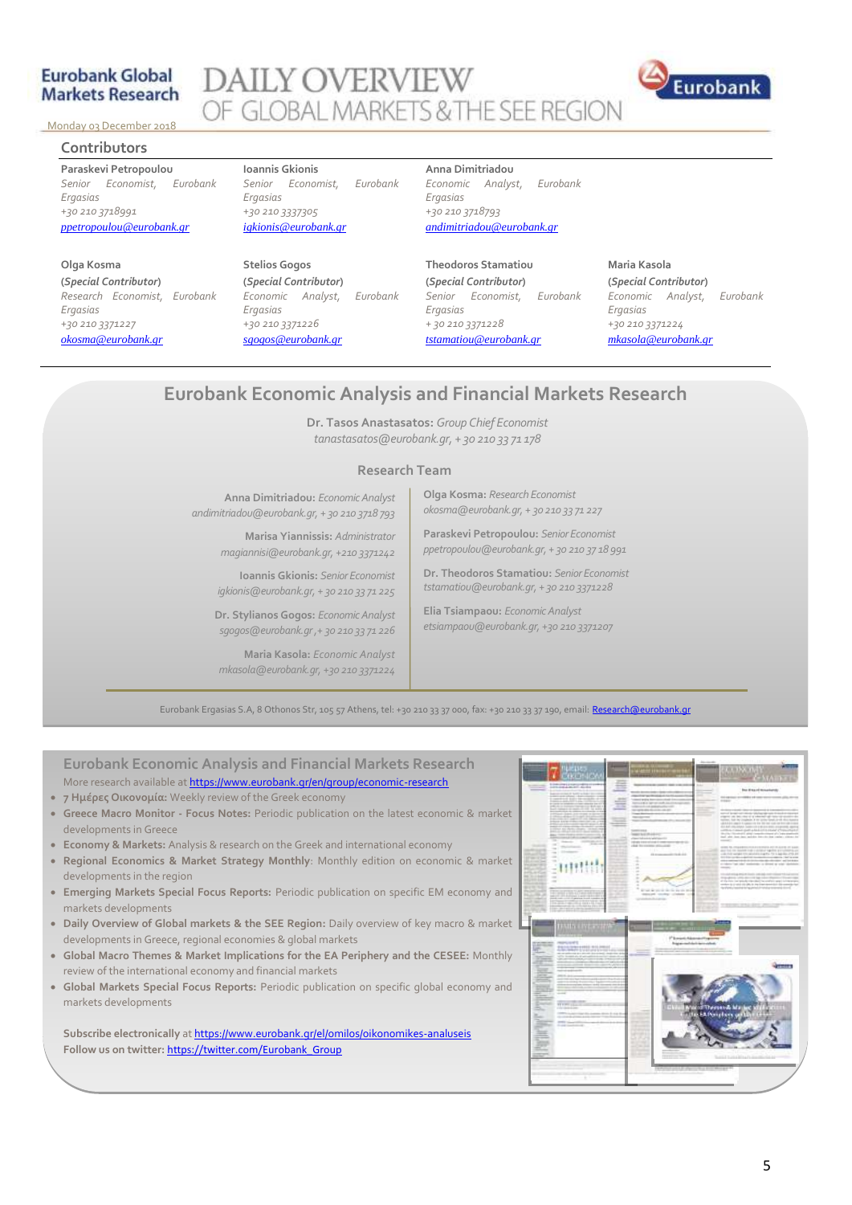Eurobank Global Markets Research

# DAILY OVERVIEW OF GLOBAL MARKETS & THE SEE REGION

Monday 03 December 2018

## Contributors

**Paraskevi Petropoulou**
*Senior Economist, Eurobank Ergasias*
*+30 210 3718991*
*ppetropoulou@eurobank.gr*

**Ioannis Gkionis**
*Senior Economist, Eurobank Ergasias*
*+30 210 3337305*
*igkionis@eurobank.gr*

**Anna Dimitriadou**
*Economic Analyst, Eurobank Ergasias*
*+30 210 3718793*
*andimitriadou@eurobank.gr*

**Olga Kosma**
(*Special Contributor*)
*Research Economist, Eurobank Ergasias*
*+30 210 3371227*
*okosma@eurobank.gr*

**Stelios Gogos**
(*Special Contributor*)
*Economic Analyst, Eurobank Ergasias*
*+30 210 3371226*
*sgogos@eurobank.gr*

**Theodoros Stamatiou**
(*Special Contributor*)
*Senior Economist, Eurobank Ergasias*
*+ 30 210 3371228*
*tstamatiou@eurobank.gr*

**Maria Kasola**
(*Special Contributor*)
*Economic Analyst, Eurobank Ergasias*
*+30 210 3371224*
*mkasola@eurobank.gr*

## Eurobank Economic Analysis and Financial Markets Research

**Dr. Tasos Anastasatos:** *Group Chief Economist*
*tanastasatos@eurobank.gr, + 30 210 33 71 178*

### Research Team

**Anna Dimitriadou:** *Economic Analyst*
*andimitriadou@eurobank.gr, + 30 210 3718 793*

**Marisa Yiannissis:** *Administrator*
*magiannisi@eurobank.gr, +210 3371242*

**Ioannis Gkionis:** *Senior Economist*
*igkionis@eurobank.gr, + 30 210 33 71 225*

**Dr. Stylianos Gogos:** *Economic Analyst*
*sgogos@eurobank.gr ,+ 30 210 33 71 226*

**Maria Kasola:** *Economic Analyst*
*mkasola@eurobank.gr, +30 210 3371224*

**Olga Kosma:** *Research Economist*
*okosma@eurobank.gr, + 30 210 33 71 227*

**Paraskevi Petropoulou:** *Senior Economist*
*ppetropoulou@eurobank.gr, + 30 210 37 18 991*

**Dr. Theodoros Stamatiou:** *Senior Economist*
*tstamatiou@eurobank.gr, + 30 210 3371228*

**Elia Tsiampaou:** *Economic Analyst*
*etsiampaou@eurobank.gr, +30 210 3371207*

Eurobank Ergasias S.A, 8 Othonos Str, 105 57 Athens, tel: +30 210 33 37 000, fax: +30 210 33 37 190, email: Research@eurobank.gr

## Eurobank Economic Analysis and Financial Markets Research

More research available at https://www.eurobank.gr/en/group/economic-research

- **7 Ημέρες Οικονομία:** Weekly review of the Greek economy
- **Greece Macro Monitor - Focus Notes:** Periodic publication on the latest economic & market developments in Greece
- **Economy & Markets:** Analysis & research on the Greek and international economy
- **Regional Economics & Market Strategy Monthly:** Monthly edition on economic & market developments in the region
- **Emerging Markets Special Focus Reports:** Periodic publication on specific EM economy and markets developments
- **Daily Overview of Global markets & the SEE Region:** Daily overview of key macro & market developments in Greece, regional economies & global markets
- **Global Macro Themes & Market Implications for the EA Periphery and the CESEE:** Monthly review of the international economy and financial markets
- **Global Markets Special Focus Reports:** Periodic publication on specific global economy and markets developments

**Subscribe electronically** at https://www.eurobank.gr/el/omilos/oikonomikes-analuseis
**Follow us on twitter:** https://twitter.com/Eurobank_Group